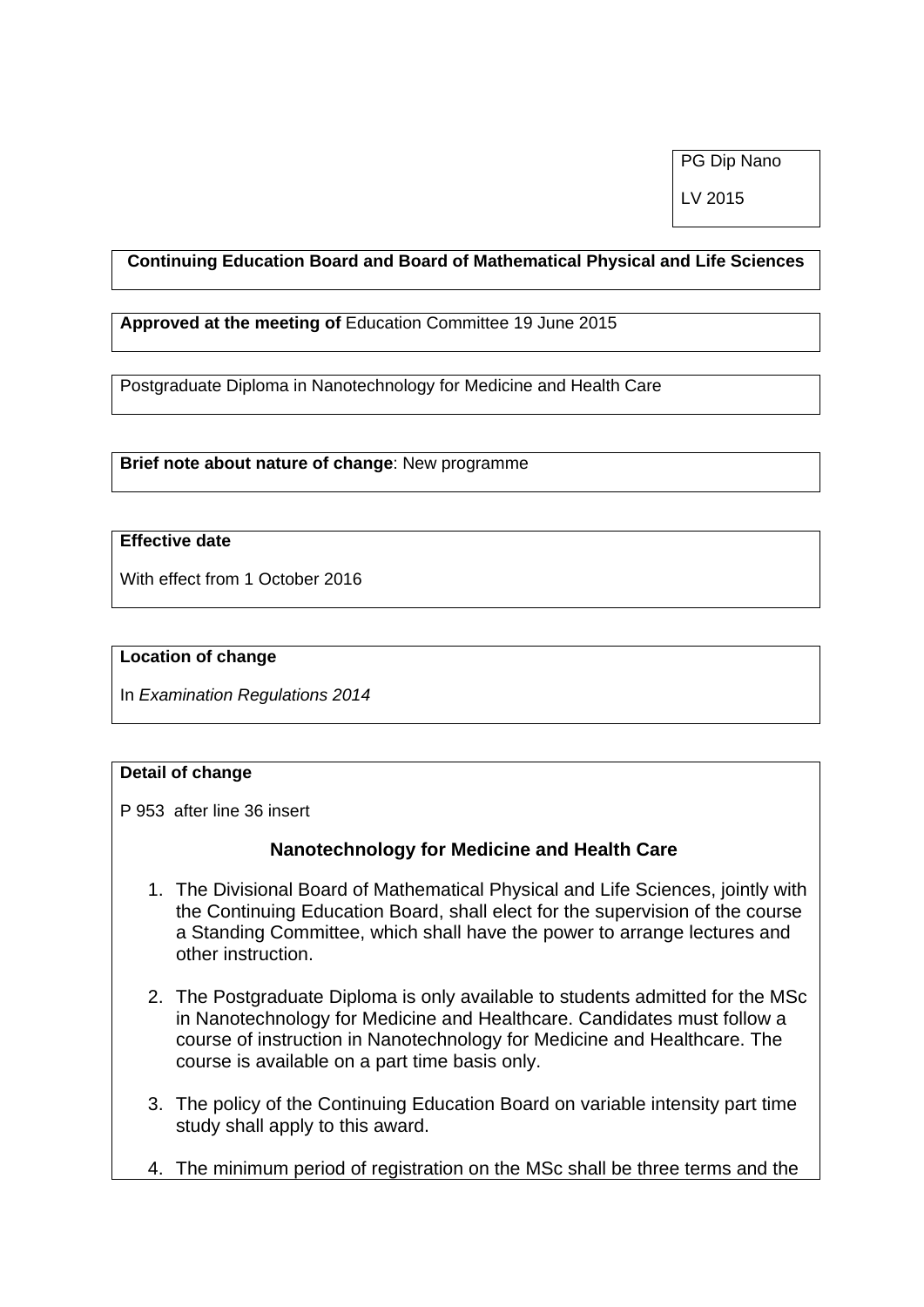PG Dip Nano

LV 2015

**Continuing Education Board and Board of Mathematical Physical and Life Sciences**

**Approved at the meeting of** Education Committee 19 June 2015

Postgraduate Diploma in Nanotechnology for Medicine and Health Care

**Brief note about nature of change**: New programme

**Effective date**

With effect from 1 October 2016

**Location of change**

In *Examination Regulations 2014*

**Detail of change**

P 953 after line 36 insert

### Nanotechnology for Medicine and Health Care

1. The Divisional Board of Mathematical Physical and Life Sciences, jointly with the Continuing Education Board, shall elect for the supervision of the course a Standing Committee, which shall have the power to arrange lectures and other instruction.

2. The Postgraduate Diploma is only available to students admitted for the MSc in Nanotechnology for Medicine and Healthcare. Candidates must follow a course of instruction in Nanotechnology for Medicine and Healthcare. The course is available on a part time basis only.

3. The policy of the Continuing Education Board on variable intensity part time study shall apply to this award.

4. The minimum period of registration on the MSc shall be three terms and the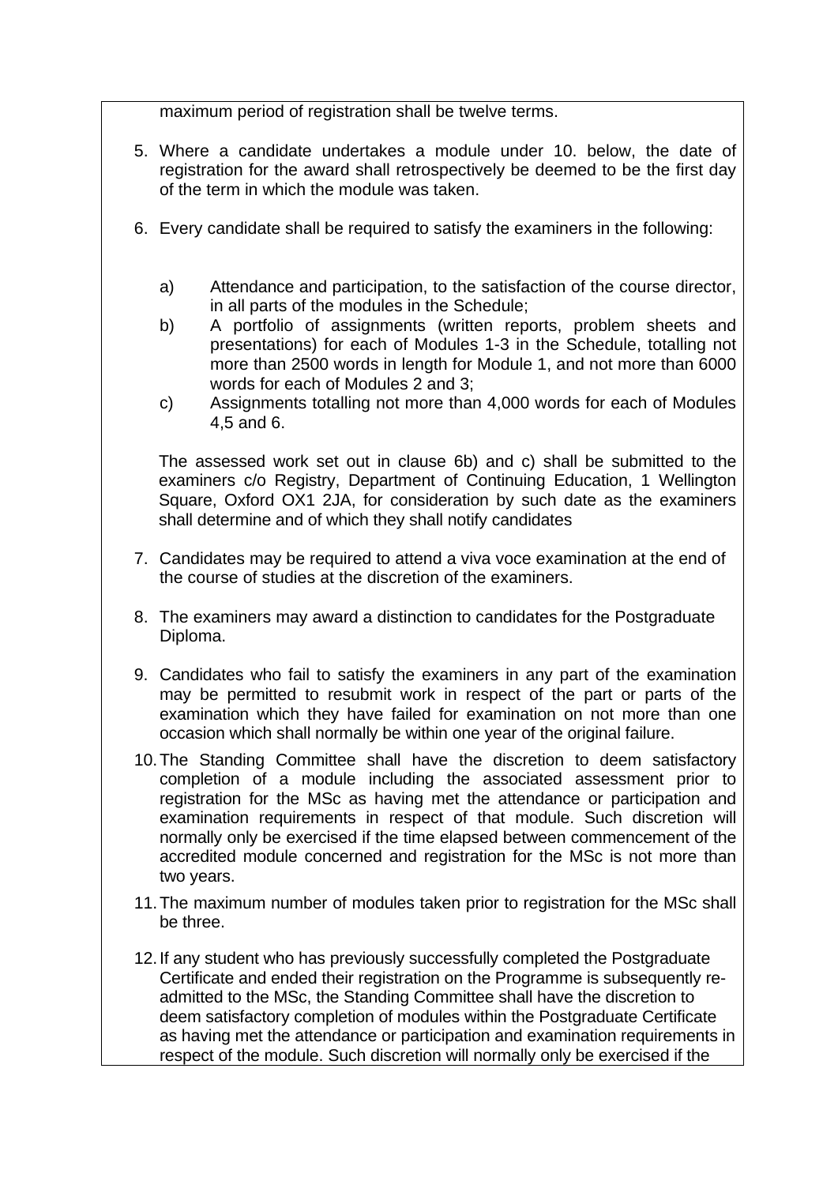maximum period of registration shall be twelve terms.

5. Where a candidate undertakes a module under 10. below, the date of registration for the award shall retrospectively be deemed to be the first day of the term in which the module was taken.

6. Every candidate shall be required to satisfy the examiners in the following:

   a) Attendance and participation, to the satisfaction of the course director, in all parts of the modules in the Schedule;
   b) A portfolio of assignments (written reports, problem sheets and presentations) for each of Modules 1-3 in the Schedule, totalling not more than 2500 words in length for Module 1, and not more than 6000 words for each of Modules 2 and 3;
   c) Assignments totalling not more than 4,000 words for each of Modules 4,5 and 6.

   The assessed work set out in clause 6b) and c) shall be submitted to the examiners c/o Registry, Department of Continuing Education, 1 Wellington Square, Oxford OX1 2JA, for consideration by such date as the examiners shall determine and of which they shall notify candidates

7. Candidates may be required to attend a viva voce examination at the end of the course of studies at the discretion of the examiners.

8. The examiners may award a distinction to candidates for the Postgraduate Diploma.

9. Candidates who fail to satisfy the examiners in any part of the examination may be permitted to resubmit work in respect of the part or parts of the examination which they have failed for examination on not more than one occasion which shall normally be within one year of the original failure.

10. The Standing Committee shall have the discretion to deem satisfactory completion of a module including the associated assessment prior to registration for the MSc as having met the attendance or participation and examination requirements in respect of that module. Such discretion will normally only be exercised if the time elapsed between commencement of the accredited module concerned and registration for the MSc is not more than two years.

11. The maximum number of modules taken prior to registration for the MSc shall be three.

12. If any student who has previously successfully completed the Postgraduate Certificate and ended their registration on the Programme is subsequently re-admitted to the MSc, the Standing Committee shall have the discretion to deem satisfactory completion of modules within the Postgraduate Certificate as having met the attendance or participation and examination requirements in respect of the module. Such discretion will normally only be exercised if the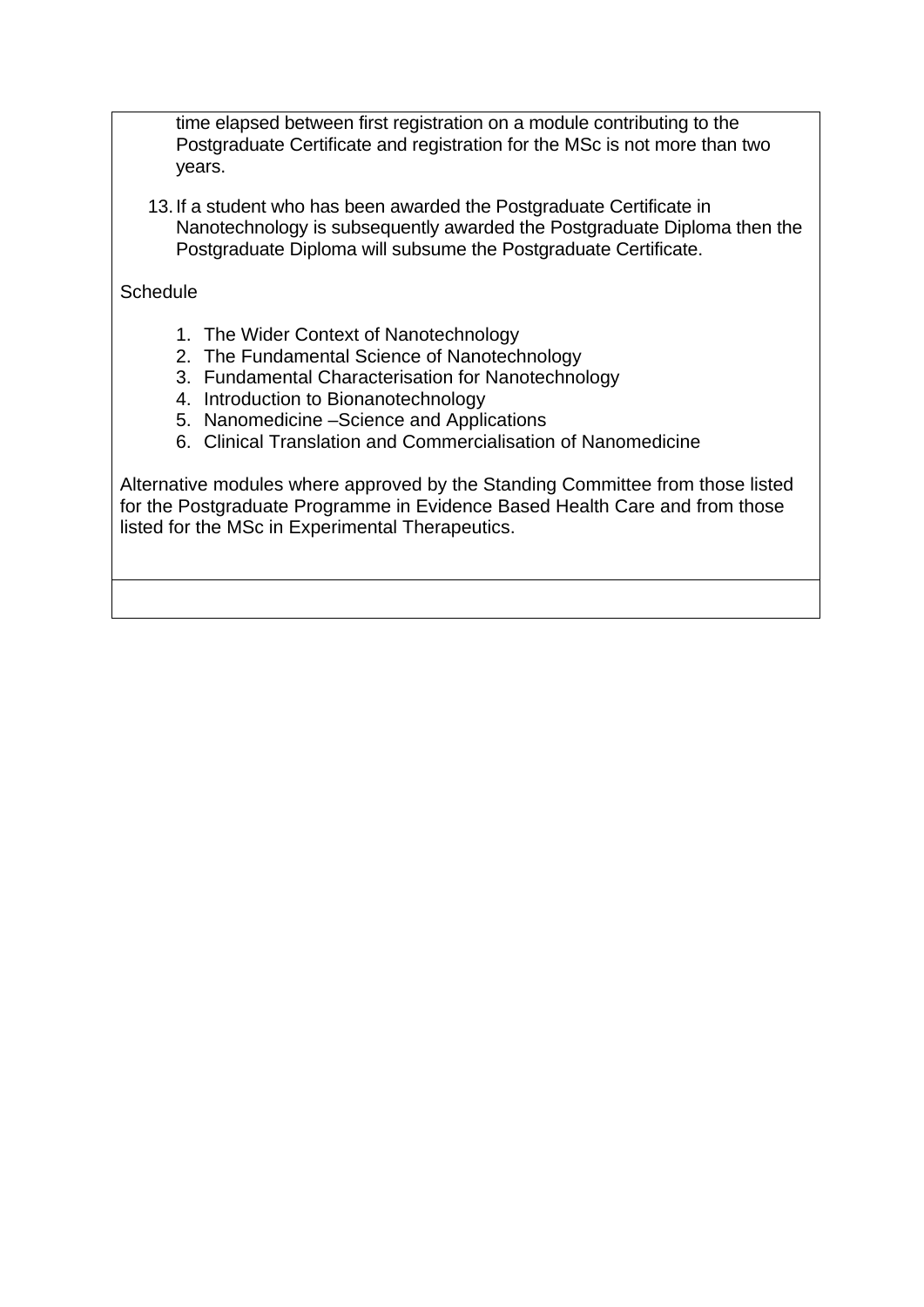time elapsed between first registration on a module contributing to the Postgraduate Certificate and registration for the MSc is not more than two years.

13. If a student who has been awarded the Postgraduate Certificate in Nanotechnology is subsequently awarded the Postgraduate Diploma then the Postgraduate Diploma will subsume the Postgraduate Certificate.

Schedule

1. The Wider Context of Nanotechnology
2. The Fundamental Science of Nanotechnology
3. Fundamental Characterisation for Nanotechnology
4. Introduction to Bionanotechnology
5. Nanomedicine –Science and Applications
6. Clinical Translation and Commercialisation of Nanomedicine

Alternative modules where approved by the Standing Committee from those listed for the Postgraduate Programme in Evidence Based Health Care and from those listed for the MSc in Experimental Therapeutics.